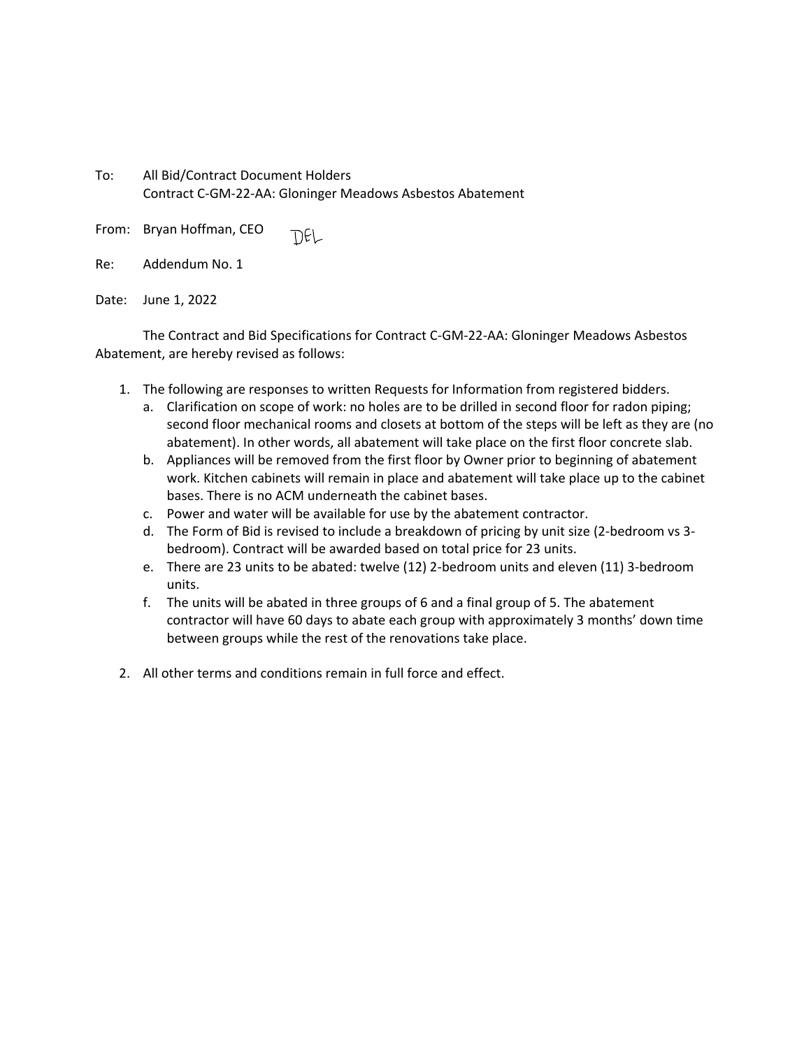To: All Bid/Contract Document Holders
Contract C-GM-22-AA: Gloninger Meadows Asbestos Abatement

From: Bryan Hoffman, CEO DFL

Re: Addendum No. 1

Date: June 1, 2022

The Contract and Bid Specifications for Contract C-GM-22-AA: Gloninger Meadows Asbestos Abatement, are hereby revised as follows:

1. The following are responses to written Requests for Information from registered bidders.
   a. Clarification on scope of work: no holes are to be drilled in second floor for radon piping; second floor mechanical rooms and closets at bottom of the steps will be left as they are (no abatement). In other words, all abatement will take place on the first floor concrete slab.
   b. Appliances will be removed from the first floor by Owner prior to beginning of abatement work. Kitchen cabinets will remain in place and abatement will take place up to the cabinet bases. There is no ACM underneath the cabinet bases.
   c. Power and water will be available for use by the abatement contractor.
   d. The Form of Bid is revised to include a breakdown of pricing by unit size (2-bedroom vs 3-bedroom). Contract will be awarded based on total price for 23 units.
   e. There are 23 units to be abated: twelve (12) 2-bedroom units and eleven (11) 3-bedroom units.
   f. The units will be abated in three groups of 6 and a final group of 5. The abatement contractor will have 60 days to abate each group with approximately 3 months' down time between groups while the rest of the renovations take place.

2. All other terms and conditions remain in full force and effect.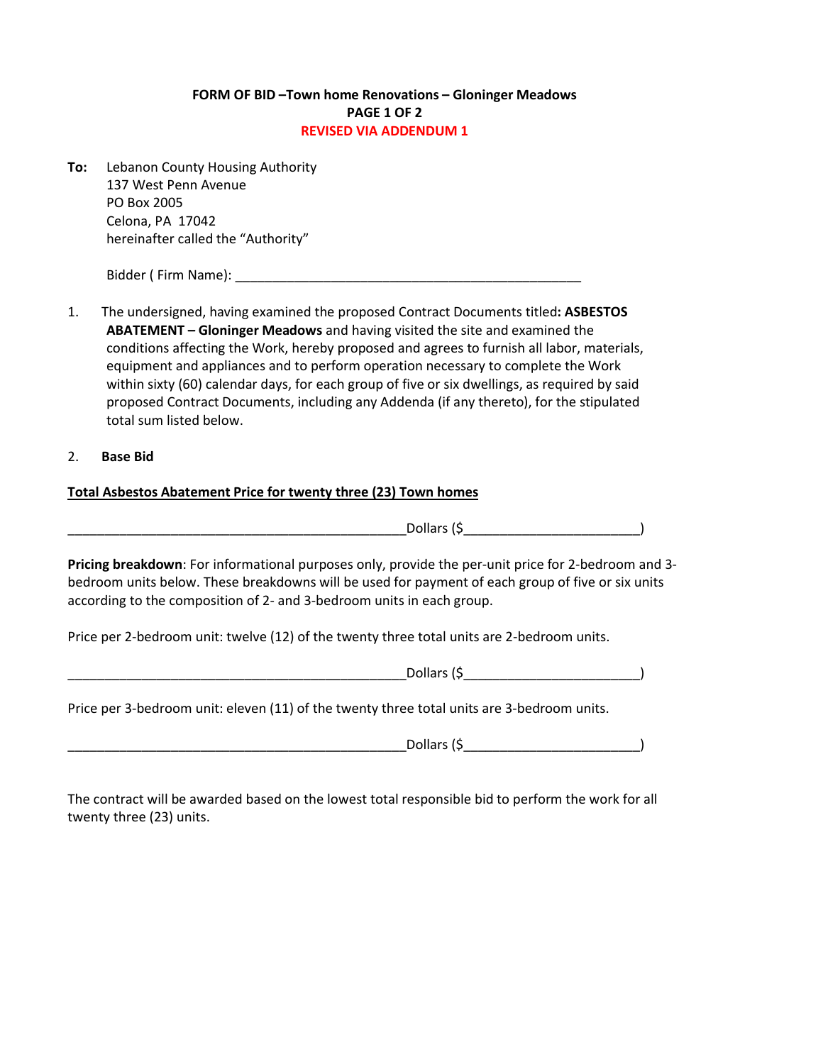**FORM OF BID –Town home Renovations – Gloninger Meadows**
**PAGE 1 OF 2**
**REVISED VIA ADDENDUM 1**

**To:** Lebanon County Housing Authority
137 West Penn Avenue
PO Box 2005
Celona, PA 17042
hereinafter called the "Authority"

Bidder ( Firm Name): _______________________________________________

1. The undersigned, having examined the proposed Contract Documents titled**: ASBESTOS ABATEMENT – Gloninger Meadows** and having visited the site and examined the conditions affecting the Work, hereby proposed and agrees to furnish all labor, materials, equipment and appliances and to perform operation necessary to complete the Work within sixty (60) calendar days, for each group of five or six dwellings, as required by said proposed Contract Documents, including any Addenda (if any thereto), for the stipulated total sum listed below.

2. **Base Bid**

**Total Asbestos Abatement Price for twenty three (23) Town homes**

______________________________________________Dollars ($_______________________)

**Pricing breakdown**: For informational purposes only, provide the per-unit price for 2-bedroom and 3-bedroom units below. These breakdowns will be used for payment of each group of five or six units according to the composition of 2- and 3-bedroom units in each group.

Price per 2-bedroom unit: twelve (12) of the twenty three total units are 2-bedroom units.

______________________________________________Dollars ($_______________________)

Price per 3-bedroom unit: eleven (11) of the twenty three total units are 3-bedroom units.

______________________________________________Dollars ($_______________________)

The contract will be awarded based on the lowest total responsible bid to perform the work for all twenty three (23) units.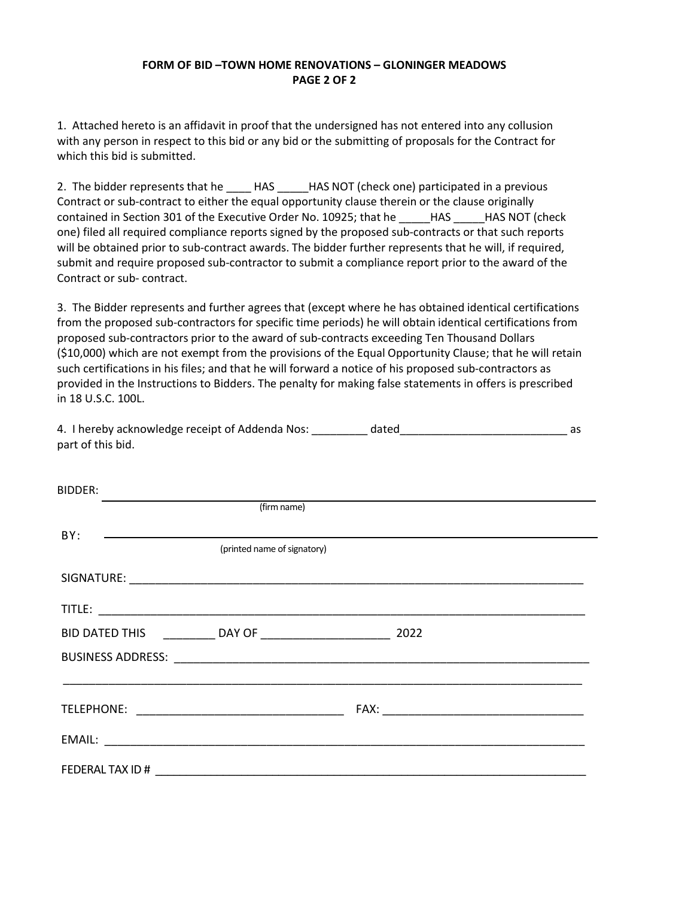**FORM OF BID –TOWN HOME RENOVATIONS – GLONINGER MEADOWS**
**PAGE 2 OF 2**

1. Attached hereto is an affidavit in proof that the undersigned has not entered into any collusion with any person in respect to this bid or any bid or the submitting of proposals for the Contract for which this bid is submitted.

2. The bidder represents that he ____ HAS _____HAS NOT (check one) participated in a previous Contract or sub-contract to either the equal opportunity clause therein or the clause originally contained in Section 301 of the Executive Order No. 10925; that he _____HAS _____HAS NOT (check one) filed all required compliance reports signed by the proposed sub-contracts or that such reports will be obtained prior to sub-contract awards. The bidder further represents that he will, if required, submit and require proposed sub-contractor to submit a compliance report prior to the award of the Contract or sub- contract.

3. The Bidder represents and further agrees that (except where he has obtained identical certifications from the proposed sub-contractors for specific time periods) he will obtain identical certifications from proposed sub-contractors prior to the award of sub-contracts exceeding Ten Thousand Dollars ($10,000) which are not exempt from the provisions of the Equal Opportunity Clause; that he will retain such certifications in his files; and that he will forward a notice of his proposed sub-contractors as provided in the Instructions to Bidders. The penalty for making false statements in offers is prescribed in 18 U.S.C. 100L.

4. I hereby acknowledge receipt of Addenda Nos: _________ dated___________________________ as part of this bid.

BIDDER: ______________________________________________________________
(firm name)

BY: ______________________________________________________________
(printed name of signatory)

SIGNATURE: ______________________________________________________________

TITLE: ______________________________________________________________

BID DATED THIS ________ DAY OF ____________________ 2022

BUSINESS ADDRESS: ______________________________________________________________

______________________________________________________________

TELEPHONE: ________________________________ FAX: ______________________________

EMAIL: ______________________________________________________________

FEDERAL TAX ID # ______________________________________________________________